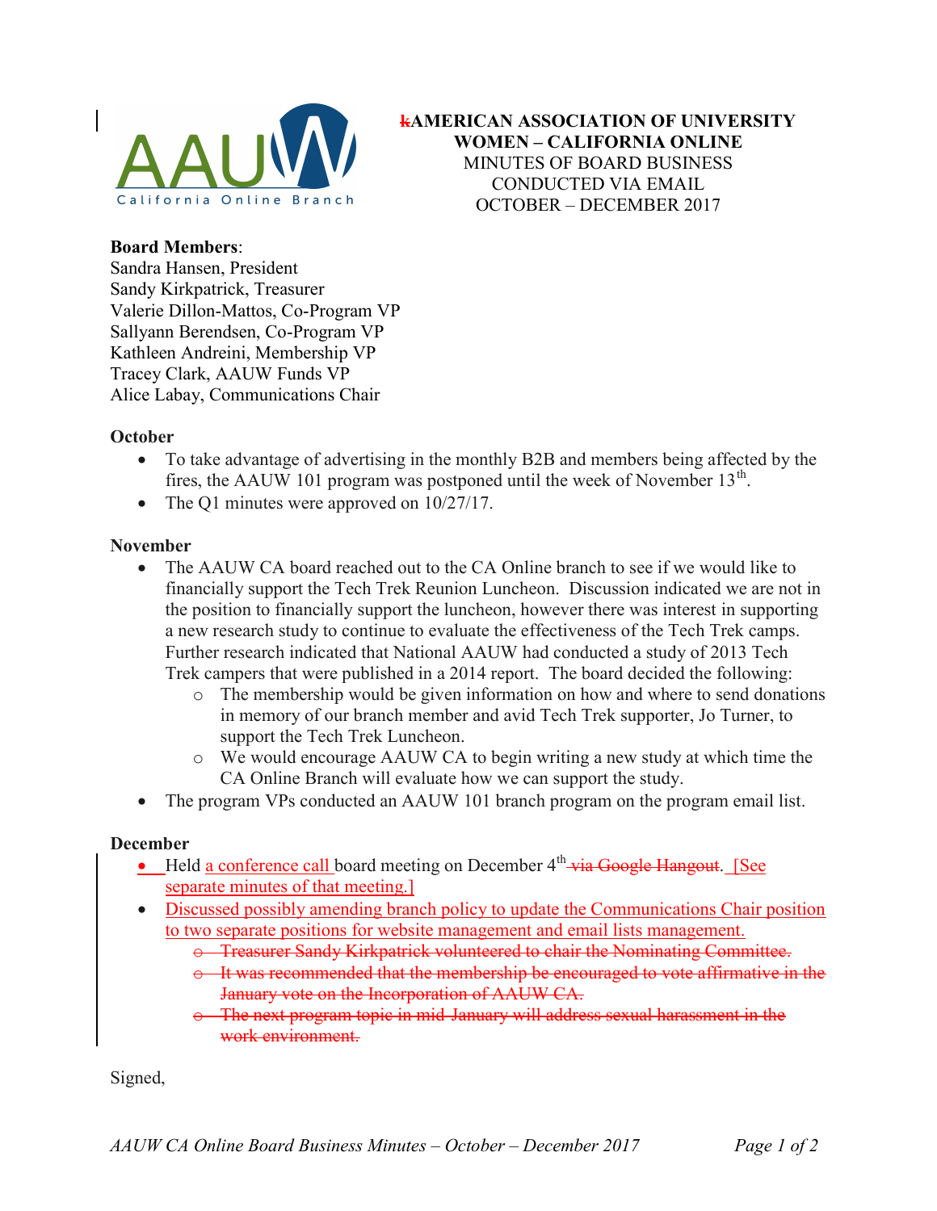**kAMERICAN ASSOCIATION OF UNIVERSITY WOMEN – CALIFORNIA ONLINE**
MINUTES OF BOARD BUSINESS
CONDUCTED VIA EMAIL
OCTOBER – DECEMBER 2017

**Board Members**:
Sandra Hansen, President
Sandy Kirkpatrick, Treasurer
Valerie Dillon-Mattos, Co-Program VP
Sallyann Berendsen, Co-Program VP
Kathleen Andreini, Membership VP
Tracey Clark, AAUW Funds VP
Alice Labay, Communications Chair

**October**

- To take advantage of advertising in the monthly B2B and members being affected by the fires, the AAUW 101 program was postponed until the week of November 13th.
- The Q1 minutes were approved on 10/27/17.

**November**

- The AAUW CA board reached out to the CA Online branch to see if we would like to financially support the Tech Trek Reunion Luncheon. Discussion indicated we are not in the position to financially support the luncheon, however there was interest in supporting a new research study to continue to evaluate the effectiveness of the Tech Trek camps. Further research indicated that National AAUW had conducted a study of 2013 Tech Trek campers that were published in a 2014 report. The board decided the following:
  - The membership would be given information on how and where to send donations in memory of our branch member and avid Tech Trek supporter, Jo Turner, to support the Tech Trek Luncheon.
  - We would encourage AAUW CA to begin writing a new study at which time the CA Online Branch will evaluate how we can support the study.
- The program VPs conducted an AAUW 101 branch program on the program email list.

**December**

- Held a conference call board meeting on December 4th ~~via Google Hangout~~. [See separate minutes of that meeting.]
- Discussed possibly amending branch policy to update the Communications Chair position to two separate positions for website management and email lists management.
  - ~~Treasurer Sandy Kirkpatrick volunteered to chair the Nominating Committee.~~
  - ~~It was recommended that the membership be encouraged to vote affirmative in the January vote on the Incorporation of AAUW CA.~~
  - ~~The next program topic in mid-January will address sexual harassment in the work environment.~~

Signed,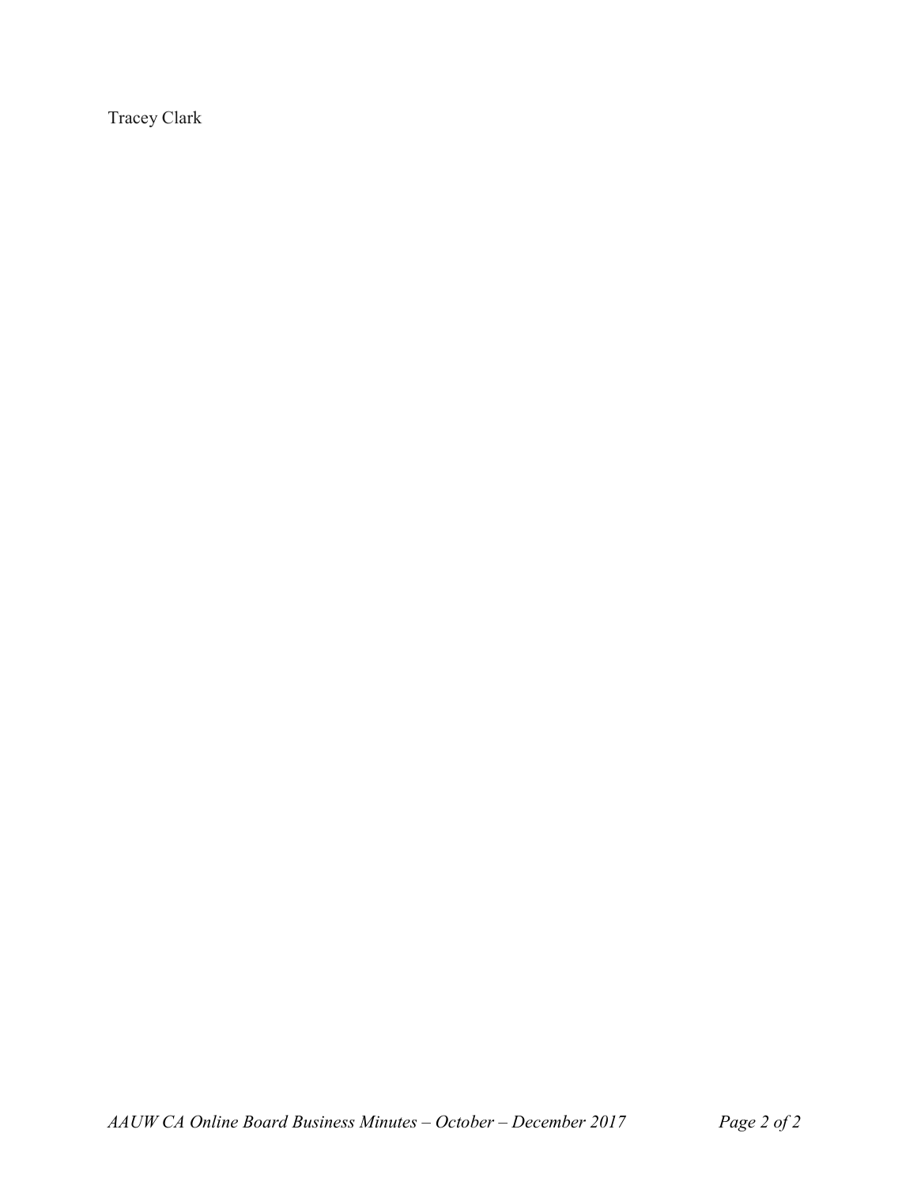Tracey Clark